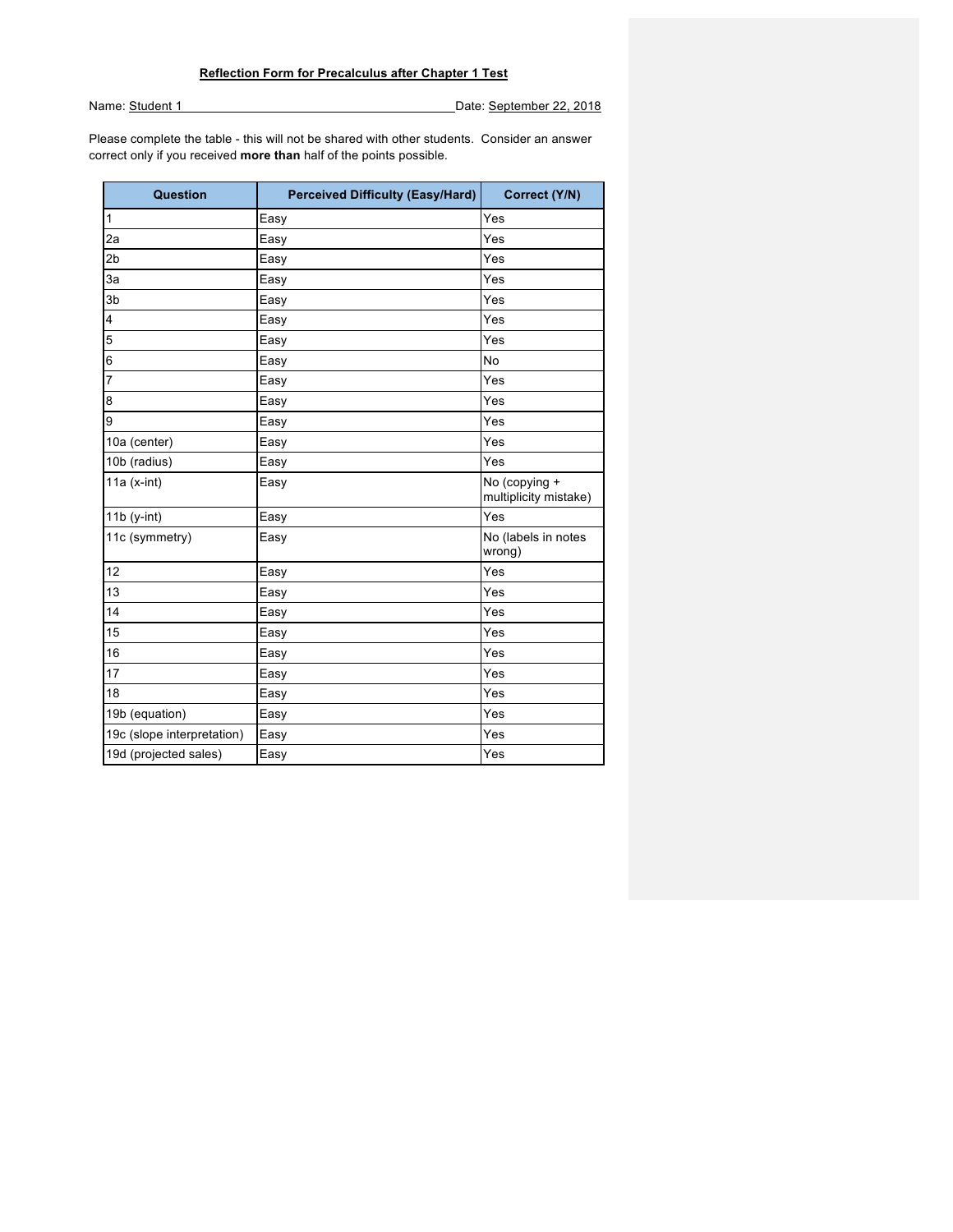**Reflection Form for Precalculus after Chapter 1 Test**

Name: Student 1 Date: September 22, 2018

Please complete the table - this will not be shared with other students. Consider an answer correct only if you received **more than** half of the points possible.

| Question | Perceived Difficulty (Easy/Hard) | Correct (Y/N) |
|---|---|---|
| 1 | Easy | Yes |
| 2a | Easy | Yes |
| 2b | Easy | Yes |
| 3a | Easy | Yes |
| 3b | Easy | Yes |
| 4 | Easy | Yes |
| 5 | Easy | Yes |
| 6 | Easy | No |
| 7 | Easy | Yes |
| 8 | Easy | Yes |
| 9 | Easy | Yes |
| 10a (center) | Easy | Yes |
| 10b (radius) | Easy | Yes |
| 11a (x-int) | Easy | No (copying + multiplicity mistake) |
| 11b (y-int) | Easy | Yes |
| 11c (symmetry) | Easy | No (labels in notes wrong) |
| 12 | Easy | Yes |
| 13 | Easy | Yes |
| 14 | Easy | Yes |
| 15 | Easy | Yes |
| 16 | Easy | Yes |
| 17 | Easy | Yes |
| 18 | Easy | Yes |
| 19b (equation) | Easy | Yes |
| 19c (slope interpretation) | Easy | Yes |
| 19d (projected sales) | Easy | Yes |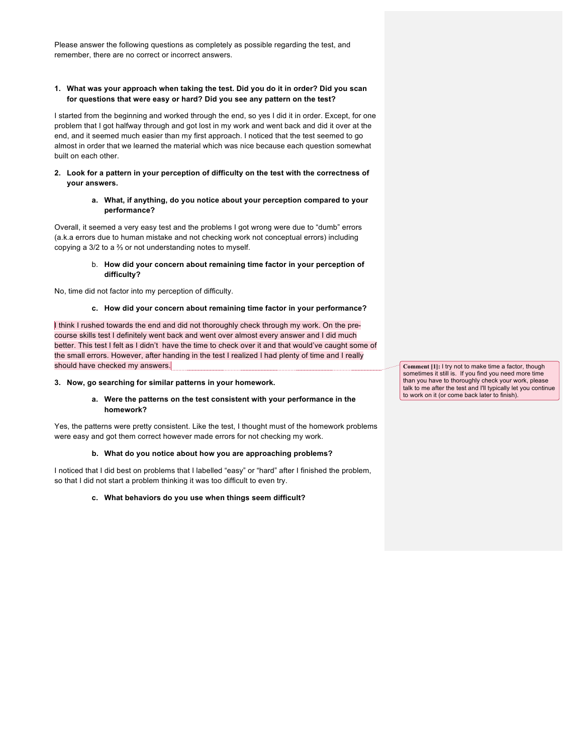Please answer the following questions as completely as possible regarding the test, and remember, there are no correct or incorrect answers.

1. **What was your approach when taking the test. Did you do it in order? Did you scan for questions that were easy or hard? Did you see any pattern on the test?**

I started from the beginning and worked through the end, so yes I did it in order. Except, for one problem that I got halfway through and got lost in my work and went back and did it over at the end, and it seemed much easier than my first approach. I noticed that the test seemed to go almost in order that we learned the material which was nice because each question somewhat built on each other.

2. **Look for a pattern in your perception of difficulty on the test with the correctness of your answers.**

    a. **What, if anything, do you notice about your perception compared to your performance?**

Overall, it seemed a very easy test and the problems I got wrong were due to "dumb" errors (a.k.a errors due to human mistake and not checking work not conceptual errors) including copying a 3/2 to a ⅔ or not understanding notes to myself.

    b. **How did your concern about remaining time factor in your perception of difficulty?**

No, time did not factor into my perception of difficulty.

    c. **How did your concern about remaining time factor in your performance?**

I think I rushed towards the end and did not thoroughly check through my work. On the pre-course skills test I definitely went back and went over almost every answer and I did much better. This test I felt as I didn't have the time to check over it and that would've caught some of the small errors. However, after handing in the test I realized I had plenty of time and I really should have checked my answers.

> **Comment [1]:** I try not to make time a factor, though sometimes it still is. If you find you need more time than you have to thoroughly check your work, please talk to me after the test and I'll typically let you continue to work on it (or come back later to finish).

3. **Now, go searching for similar patterns in your homework.**

    a. **Were the patterns on the test consistent with your performance in the homework?**

Yes, the patterns were pretty consistent. Like the test, I thought must of the homework problems were easy and got them correct however made errors for not checking my work.

    b. **What do you notice about how you are approaching problems?**

I noticed that I did best on problems that I labelled "easy" or "hard" after I finished the problem, so that I did not start a problem thinking it was too difficult to even try.

    c. **What behaviors do you use when things seem difficult?**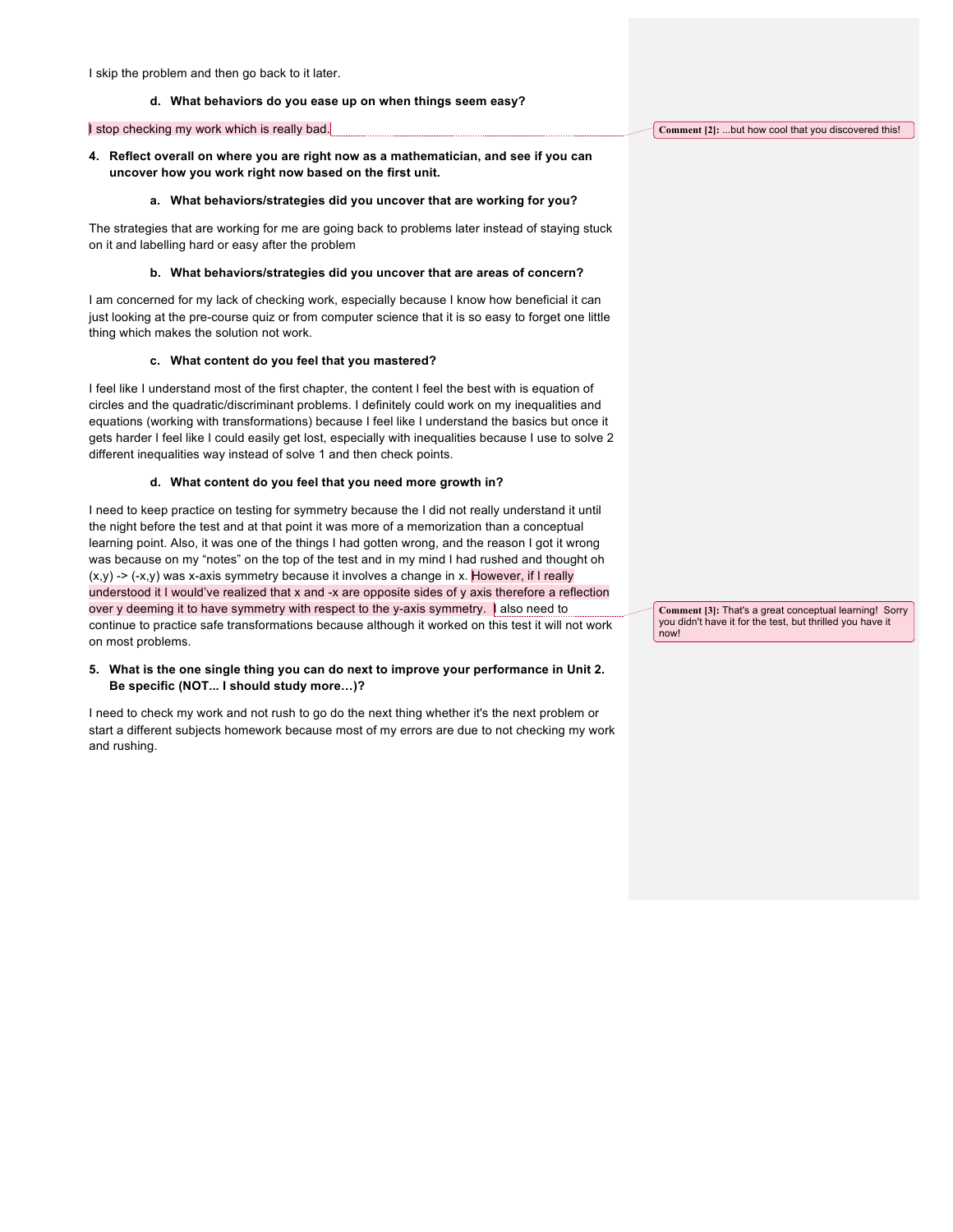I skip the problem and then go back to it later.

**d. What behaviors do you ease up on when things seem easy?**

I stop checking my work which is really bad.

**Comment [2]:** ...but how cool that you discovered this!

**4. Reflect overall on where you are right now as a mathematician, and see if you can uncover how you work right now based on the first unit.**

**a. What behaviors/strategies did you uncover that are working for you?**

The strategies that are working for me are going back to problems later instead of staying stuck on it and labelling hard or easy after the problem

**b. What behaviors/strategies did you uncover that are areas of concern?**

I am concerned for my lack of checking work, especially because I know how beneficial it can just looking at the pre-course quiz or from computer science that it is so easy to forget one little thing which makes the solution not work.

**c. What content do you feel that you mastered?**

I feel like I understand most of the first chapter, the content I feel the best with is equation of circles and the quadratic/discriminant problems. I definitely could work on my inequalities and equations (working with transformations) because I feel like I understand the basics but once it gets harder I feel like I could easily get lost, especially with inequalities because I use to solve 2 different inequalities way instead of solve 1 and then check points.

**d. What content do you feel that you need more growth in?**

I need to keep practice on testing for symmetry because the I did not really understand it until the night before the test and at that point it was more of a memorization than a conceptual learning point. Also, it was one of the things I had gotten wrong, and the reason I got it wrong was because on my "notes" on the top of the test and in my mind I had rushed and thought oh (x,y) -> (-x,y) was x-axis symmetry because it involves a change in x. However, if I really understood it I would've realized that x and -x are opposite sides of y axis therefore a reflection over y deeming it to have symmetry with respect to the y-axis symmetry. I also need to continue to practice safe transformations because although it worked on this test it will not work on most problems.

**Comment [3]:** That's a great conceptual learning! Sorry you didn't have it for the test, but thrilled you have it now!

**5. What is the one single thing you can do next to improve your performance in Unit 2. Be specific (NOT... I should study more…)?**

I need to check my work and not rush to go do the next thing whether it's the next problem or start a different subjects homework because most of my errors are due to not checking my work and rushing.